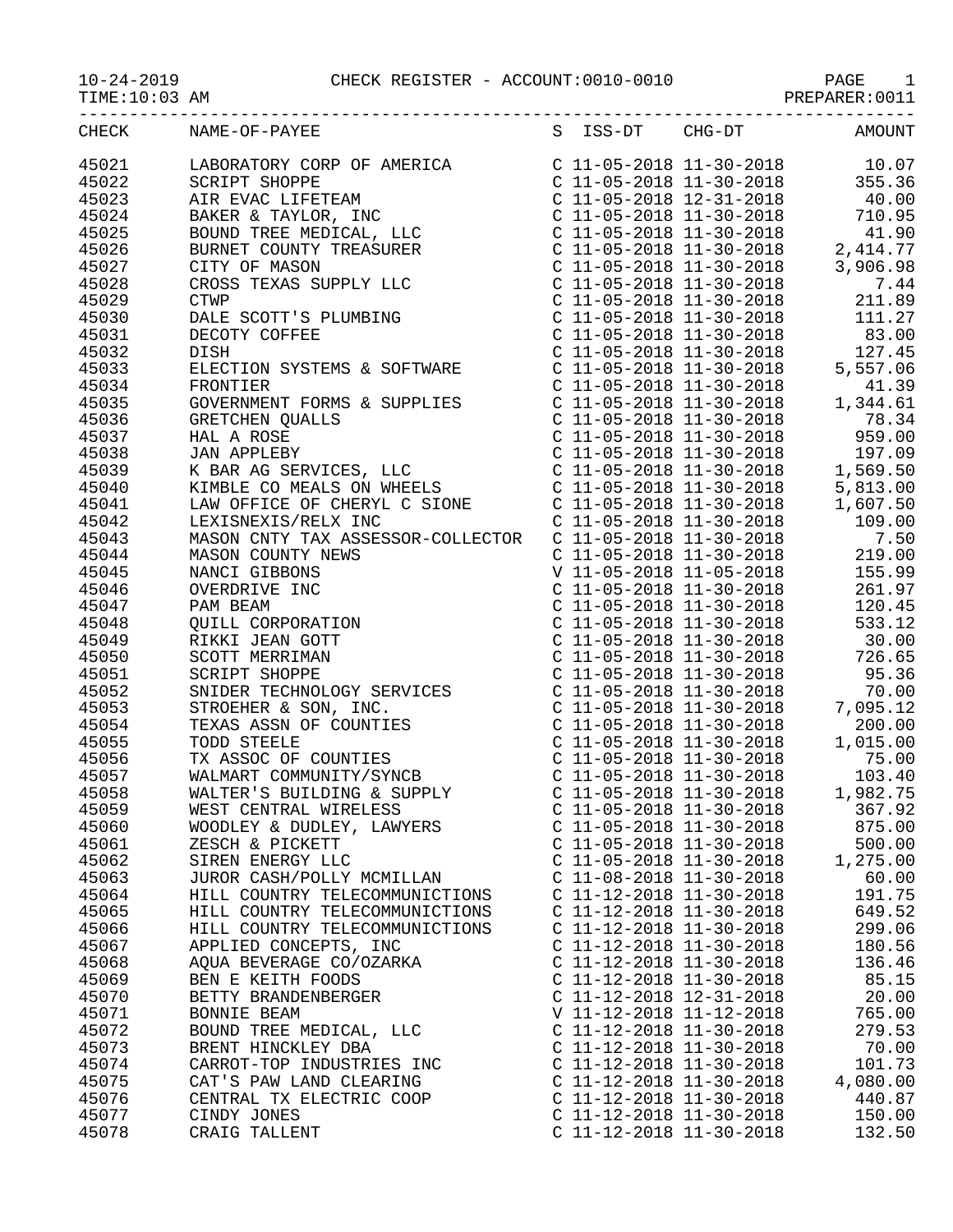CHECK REGISTER - ACCOUNT:0010-0010

10-24-2019
TIME:10:03 AM

PREPARER:0011

| CHECK | NAME-OF-PAYEE | S | ISS-DT | CHG-DT | AMOUNT |
|---|---|---|---|---|---|
| 45021 | LABORATORY CORP OF AMERICA | C | 11-05-2018 | 11-30-2018 | 10.07 |
| 45022 | SCRIPT SHOPPE | C | 11-05-2018 | 11-30-2018 | 355.36 |
| 45023 | AIR EVAC LIFETEAM | C | 11-05-2018 | 12-31-2018 | 40.00 |
| 45024 | BAKER & TAYLOR, INC | C | 11-05-2018 | 11-30-2018 | 710.95 |
| 45025 | BOUND TREE MEDICAL, LLC | C | 11-05-2018 | 11-30-2018 | 41.90 |
| 45026 | BURNET COUNTY TREASURER | C | 11-05-2018 | 11-30-2018 | 2,414.77 |
| 45027 | CITY OF MASON | C | 11-05-2018 | 11-30-2018 | 3,906.98 |
| 45028 | CROSS TEXAS SUPPLY LLC | C | 11-05-2018 | 11-30-2018 | 7.44 |
| 45029 | CTWP | C | 11-05-2018 | 11-30-2018 | 211.89 |
| 45030 | DALE SCOTT'S PLUMBING | C | 11-05-2018 | 11-30-2018 | 111.27 |
| 45031 | DECOTY COFFEE | C | 11-05-2018 | 11-30-2018 | 83.00 |
| 45032 | DISH | C | 11-05-2018 | 11-30-2018 | 127.45 |
| 45033 | ELECTION SYSTEMS & SOFTWARE | C | 11-05-2018 | 11-30-2018 | 5,557.06 |
| 45034 | FRONTIER | C | 11-05-2018 | 11-30-2018 | 41.39 |
| 45035 | GOVERNMENT FORMS & SUPPLIES | C | 11-05-2018 | 11-30-2018 | 1,344.61 |
| 45036 | GRETCHEN QUALLS | C | 11-05-2018 | 11-30-2018 | 78.34 |
| 45037 | HAL A ROSE | C | 11-05-2018 | 11-30-2018 | 959.00 |
| 45038 | JAN APPLEBY | C | 11-05-2018 | 11-30-2018 | 197.09 |
| 45039 | K BAR AG SERVICES, LLC | C | 11-05-2018 | 11-30-2018 | 1,569.50 |
| 45040 | KIMBLE CO MEALS ON WHEELS | C | 11-05-2018 | 11-30-2018 | 5,813.00 |
| 45041 | LAW OFFICE OF CHERYL C SIONE | C | 11-05-2018 | 11-30-2018 | 1,607.50 |
| 45042 | LEXISNEXIS/RELX INC | C | 11-05-2018 | 11-30-2018 | 109.00 |
| 45043 | MASON CNTY TAX ASSESSOR-COLLECTOR | C | 11-05-2018 | 11-30-2018 | 7.50 |
| 45044 | MASON COUNTY NEWS | C | 11-05-2018 | 11-30-2018 | 219.00 |
| 45045 | NANCI GIBBONS | V | 11-05-2018 | 11-05-2018 | 155.99 |
| 45046 | OVERDRIVE INC | C | 11-05-2018 | 11-30-2018 | 261.97 |
| 45047 | PAM BEAM | C | 11-05-2018 | 11-30-2018 | 120.45 |
| 45048 | QUILL CORPORATION | C | 11-05-2018 | 11-30-2018 | 533.12 |
| 45049 | RIKKI JEAN GOTT | C | 11-05-2018 | 11-30-2018 | 30.00 |
| 45050 | SCOTT MERRIMAN | C | 11-05-2018 | 11-30-2018 | 726.65 |
| 45051 | SCRIPT SHOPPE | C | 11-05-2018 | 11-30-2018 | 95.36 |
| 45052 | SNIDER TECHNOLOGY SERVICES | C | 11-05-2018 | 11-30-2018 | 70.00 |
| 45053 | STROEHER & SON, INC. | C | 11-05-2018 | 11-30-2018 | 7,095.12 |
| 45054 | TEXAS ASSN OF COUNTIES | C | 11-05-2018 | 11-30-2018 | 200.00 |
| 45055 | TODD STEELE | C | 11-05-2018 | 11-30-2018 | 1,015.00 |
| 45056 | TX ASSOC OF COUNTIES | C | 11-05-2018 | 11-30-2018 | 75.00 |
| 45057 | WALMART COMMUNITY/SYNCB | C | 11-05-2018 | 11-30-2018 | 103.40 |
| 45058 | WALTER'S BUILDING & SUPPLY | C | 11-05-2018 | 11-30-2018 | 1,982.75 |
| 45059 | WEST CENTRAL WIRELESS | C | 11-05-2018 | 11-30-2018 | 367.92 |
| 45060 | WOODLEY & DUDLEY, LAWYERS | C | 11-05-2018 | 11-30-2018 | 875.00 |
| 45061 | ZESCH & PICKETT | C | 11-05-2018 | 11-30-2018 | 500.00 |
| 45062 | SIREN ENERGY LLC | C | 11-05-2018 | 11-30-2018 | 1,275.00 |
| 45063 | JUROR CASH/POLLY MCMILLAN | C | 11-08-2018 | 11-30-2018 | 60.00 |
| 45064 | HILL COUNTRY TELECOMMUNICTIONS | C | 11-12-2018 | 11-30-2018 | 191.75 |
| 45065 | HILL COUNTRY TELECOMMUNICTIONS | C | 11-12-2018 | 11-30-2018 | 649.52 |
| 45066 | HILL COUNTRY TELECOMMUNICTIONS | C | 11-12-2018 | 11-30-2018 | 299.06 |
| 45067 | APPLIED CONCEPTS, INC | C | 11-12-2018 | 11-30-2018 | 180.56 |
| 45068 | AQUA BEVERAGE CO/OZARKA | C | 11-12-2018 | 11-30-2018 | 136.46 |
| 45069 | BEN E KEITH FOODS | C | 11-12-2018 | 11-30-2018 | 85.15 |
| 45070 | BETTY BRANDENBERGER | C | 11-12-2018 | 12-31-2018 | 20.00 |
| 45071 | BONNIE BEAM | V | 11-12-2018 | 11-12-2018 | 765.00 |
| 45072 | BOUND TREE MEDICAL, LLC | C | 11-12-2018 | 11-30-2018 | 279.53 |
| 45073 | BRENT HINCKLEY DBA | C | 11-12-2018 | 11-30-2018 | 70.00 |
| 45074 | CARROT-TOP INDUSTRIES INC | C | 11-12-2018 | 11-30-2018 | 101.73 |
| 45075 | CAT'S PAW LAND CLEARING | C | 11-12-2018 | 11-30-2018 | 4,080.00 |
| 45076 | CENTRAL TX ELECTRIC COOP | C | 11-12-2018 | 11-30-2018 | 440.87 |
| 45077 | CINDY JONES | C | 11-12-2018 | 11-30-2018 | 150.00 |
| 45078 | CRAIG TALLENT | C | 11-12-2018 | 11-30-2018 | 132.50 |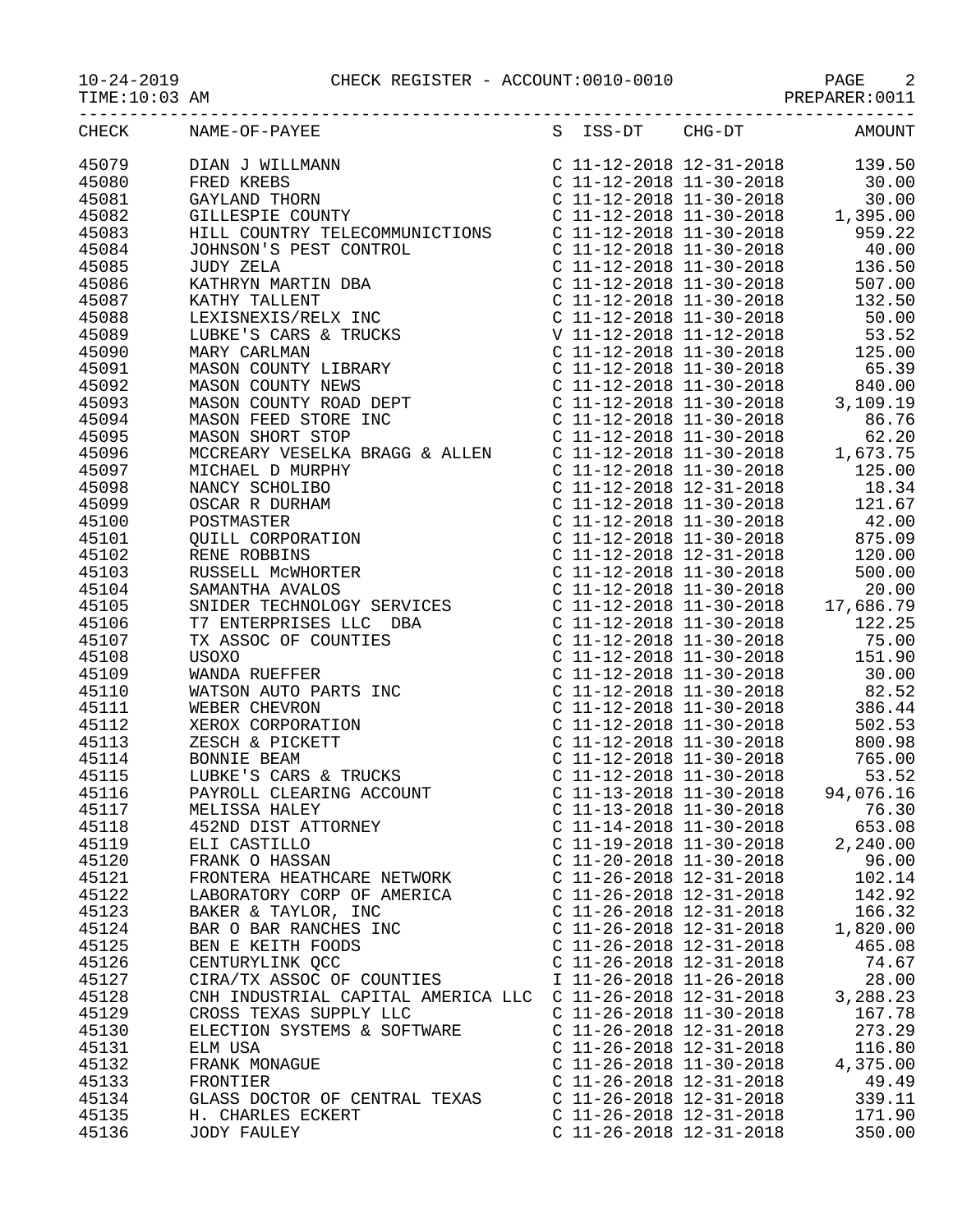CHECK REGISTER - ACCOUNT:0010-0010

10-24-2019
TIME:10:03 AM

PREPARER:0011

| CHECK | NAME-OF-PAYEE | S | ISS-DT | CHG-DT | AMOUNT |
|---|---|---|---|---|---|
| 45079 | DIAN J WILLMANN | C | 11-12-2018 | 12-31-2018 | 139.50 |
| 45080 | FRED KREBS | C | 11-12-2018 | 11-30-2018 | 30.00 |
| 45081 | GAYLAND THORN | C | 11-12-2018 | 11-30-2018 | 30.00 |
| 45082 | GILLESPIE COUNTY | C | 11-12-2018 | 11-30-2018 | 1,395.00 |
| 45083 | HILL COUNTRY TELECOMMUNICTIONS | C | 11-12-2018 | 11-30-2018 | 959.22 |
| 45084 | JOHNSON'S PEST CONTROL | C | 11-12-2018 | 11-30-2018 | 40.00 |
| 45085 | JUDY ZELA | C | 11-12-2018 | 11-30-2018 | 136.50 |
| 45086 | KATHRYN MARTIN DBA | C | 11-12-2018 | 11-30-2018 | 507.00 |
| 45087 | KATHY TALLENT | C | 11-12-2018 | 11-30-2018 | 132.50 |
| 45088 | LEXISNEXIS/RELX INC | C | 11-12-2018 | 11-30-2018 | 50.00 |
| 45089 | LUBKE'S CARS & TRUCKS | V | 11-12-2018 | 11-12-2018 | 53.52 |
| 45090 | MARY CARLMAN | C | 11-12-2018 | 11-30-2018 | 125.00 |
| 45091 | MASON COUNTY LIBRARY | C | 11-12-2018 | 11-30-2018 | 65.39 |
| 45092 | MASON COUNTY NEWS | C | 11-12-2018 | 11-30-2018 | 840.00 |
| 45093 | MASON COUNTY ROAD DEPT | C | 11-12-2018 | 11-30-2018 | 3,109.19 |
| 45094 | MASON FEED STORE INC | C | 11-12-2018 | 11-30-2018 | 86.76 |
| 45095 | MASON SHORT STOP | C | 11-12-2018 | 11-30-2018 | 62.20 |
| 45096 | MCCREARY VESELKA BRAGG & ALLEN | C | 11-12-2018 | 11-30-2018 | 1,673.75 |
| 45097 | MICHAEL D MURPHY | C | 11-12-2018 | 11-30-2018 | 125.00 |
| 45098 | NANCY SCHOLIBO | C | 11-12-2018 | 12-31-2018 | 18.34 |
| 45099 | OSCAR R DURHAM | C | 11-12-2018 | 11-30-2018 | 121.67 |
| 45100 | POSTMASTER | C | 11-12-2018 | 11-30-2018 | 42.00 |
| 45101 | QUILL CORPORATION | C | 11-12-2018 | 11-30-2018 | 875.09 |
| 45102 | RENE ROBBINS | C | 11-12-2018 | 12-31-2018 | 120.00 |
| 45103 | RUSSELL McWHORTER | C | 11-12-2018 | 11-30-2018 | 500.00 |
| 45104 | SAMANTHA AVALOS | C | 11-12-2018 | 11-30-2018 | 20.00 |
| 45105 | SNIDER TECHNOLOGY SERVICES | C | 11-12-2018 | 11-30-2018 | 17,686.79 |
| 45106 | T7 ENTERPRISES LLC DBA | C | 11-12-2018 | 11-30-2018 | 122.25 |
| 45107 | TX ASSOC OF COUNTIES | C | 11-12-2018 | 11-30-2018 | 75.00 |
| 45108 | USOXO | C | 11-12-2018 | 11-30-2018 | 151.90 |
| 45109 | WANDA RUEFFER | C | 11-12-2018 | 11-30-2018 | 30.00 |
| 45110 | WATSON AUTO PARTS INC | C | 11-12-2018 | 11-30-2018 | 82.52 |
| 45111 | WEBER CHEVRON | C | 11-12-2018 | 11-30-2018 | 386.44 |
| 45112 | XEROX CORPORATION | C | 11-12-2018 | 11-30-2018 | 502.53 |
| 45113 | ZESCH & PICKETT | C | 11-12-2018 | 11-30-2018 | 800.98 |
| 45114 | BONNIE BEAM | C | 11-12-2018 | 11-30-2018 | 765.00 |
| 45115 | LUBKE'S CARS & TRUCKS | C | 11-12-2018 | 11-30-2018 | 53.52 |
| 45116 | PAYROLL CLEARING ACCOUNT | C | 11-13-2018 | 11-30-2018 | 94,076.16 |
| 45117 | MELISSA HALEY | C | 11-13-2018 | 11-30-2018 | 76.30 |
| 45118 | 452ND DIST ATTORNEY | C | 11-14-2018 | 11-30-2018 | 653.08 |
| 45119 | ELI CASTILLO | C | 11-19-2018 | 11-30-2018 | 2,240.00 |
| 45120 | FRANK O HASSAN | C | 11-20-2018 | 11-30-2018 | 96.00 |
| 45121 | FRONTERA HEATHCARE NETWORK | C | 11-26-2018 | 12-31-2018 | 102.14 |
| 45122 | LABORATORY CORP OF AMERICA | C | 11-26-2018 | 12-31-2018 | 142.92 |
| 45123 | BAKER & TAYLOR, INC | C | 11-26-2018 | 12-31-2018 | 166.32 |
| 45124 | BAR O BAR RANCHES INC | C | 11-26-2018 | 12-31-2018 | 1,820.00 |
| 45125 | BEN E KEITH FOODS | C | 11-26-2018 | 12-31-2018 | 465.08 |
| 45126 | CENTURYLINK QCC | C | 11-26-2018 | 12-31-2018 | 74.67 |
| 45127 | CIRA/TX ASSOC OF COUNTIES | I | 11-26-2018 | 11-26-2018 | 28.00 |
| 45128 | CNH INDUSTRIAL CAPITAL AMERICA LLC | C | 11-26-2018 | 12-31-2018 | 3,288.23 |
| 45129 | CROSS TEXAS SUPPLY LLC | C | 11-26-2018 | 11-30-2018 | 167.78 |
| 45130 | ELECTION SYSTEMS & SOFTWARE | C | 11-26-2018 | 12-31-2018 | 273.29 |
| 45131 | ELM USA | C | 11-26-2018 | 12-31-2018 | 116.80 |
| 45132 | FRANK MONAGUE | C | 11-26-2018 | 11-30-2018 | 4,375.00 |
| 45133 | FRONTIER | C | 11-26-2018 | 12-31-2018 | 49.49 |
| 45134 | GLASS DOCTOR OF CENTRAL TEXAS | C | 11-26-2018 | 12-31-2018 | 339.11 |
| 45135 | H. CHARLES ECKERT | C | 11-26-2018 | 12-31-2018 | 171.90 |
| 45136 | JODY FAULEY | C | 11-26-2018 | 12-31-2018 | 350.00 |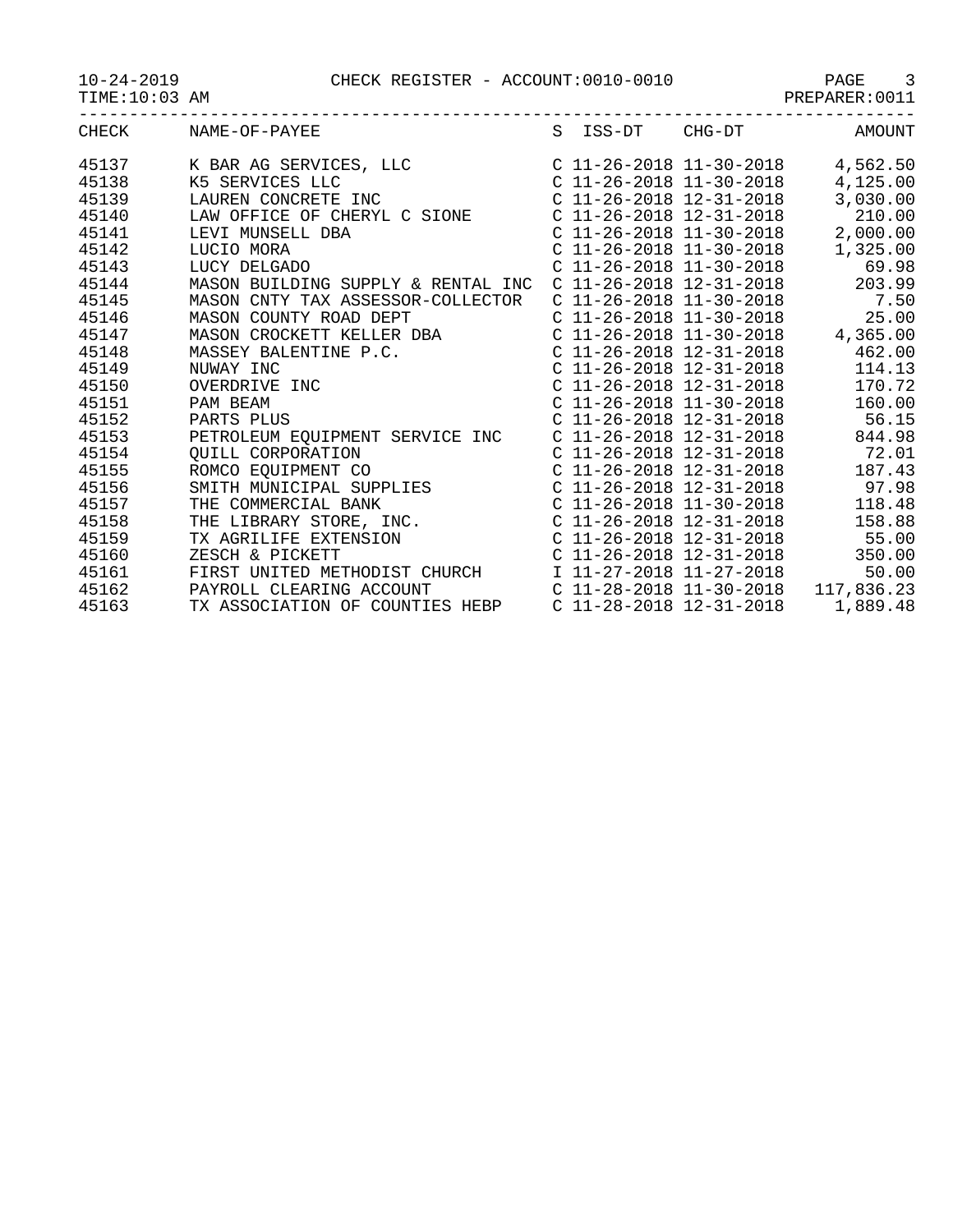10-24-2019 CHECK REGISTER - ACCOUNT:0010-0010

TIME:10:03 AM PREPARER:0011

| CHECK | NAME-OF-PAYEE | S | ISS-DT | CHG-DT | AMOUNT |
|---|---|---|---|---|---|
| 45137 | K BAR AG SERVICES, LLC | C | 11-26-2018 | 11-30-2018 | 4,562.50 |
| 45138 | K5 SERVICES LLC | C | 11-26-2018 | 11-30-2018 | 4,125.00 |
| 45139 | LAUREN CONCRETE INC | C | 11-26-2018 | 12-31-2018 | 3,030.00 |
| 45140 | LAW OFFICE OF CHERYL C SIONE | C | 11-26-2018 | 12-31-2018 | 210.00 |
| 45141 | LEVI MUNSELL DBA | C | 11-26-2018 | 11-30-2018 | 2,000.00 |
| 45142 | LUCIO MORA | C | 11-26-2018 | 11-30-2018 | 1,325.00 |
| 45143 | LUCY DELGADO | C | 11-26-2018 | 11-30-2018 | 69.98 |
| 45144 | MASON BUILDING SUPPLY & RENTAL INC | C | 11-26-2018 | 12-31-2018 | 203.99 |
| 45145 | MASON CNTY TAX ASSESSOR-COLLECTOR | C | 11-26-2018 | 11-30-2018 | 7.50 |
| 45146 | MASON COUNTY ROAD DEPT | C | 11-26-2018 | 11-30-2018 | 25.00 |
| 45147 | MASON CROCKETT KELLER DBA | C | 11-26-2018 | 11-30-2018 | 4,365.00 |
| 45148 | MASSEY BALENTINE P.C. | C | 11-26-2018 | 12-31-2018 | 462.00 |
| 45149 | NUWAY INC | C | 11-26-2018 | 12-31-2018 | 114.13 |
| 45150 | OVERDRIVE INC | C | 11-26-2018 | 12-31-2018 | 170.72 |
| 45151 | PAM BEAM | C | 11-26-2018 | 11-30-2018 | 160.00 |
| 45152 | PARTS PLUS | C | 11-26-2018 | 12-31-2018 | 56.15 |
| 45153 | PETROLEUM EQUIPMENT SERVICE INC | C | 11-26-2018 | 12-31-2018 | 844.98 |
| 45154 | QUILL CORPORATION | C | 11-26-2018 | 12-31-2018 | 72.01 |
| 45155 | ROMCO EQUIPMENT CO | C | 11-26-2018 | 12-31-2018 | 187.43 |
| 45156 | SMITH MUNICIPAL SUPPLIES | C | 11-26-2018 | 12-31-2018 | 97.98 |
| 45157 | THE COMMERCIAL BANK | C | 11-26-2018 | 11-30-2018 | 118.48 |
| 45158 | THE LIBRARY STORE, INC. | C | 11-26-2018 | 12-31-2018 | 158.88 |
| 45159 | TX AGRILIFE EXTENSION | C | 11-26-2018 | 12-31-2018 | 55.00 |
| 45160 | ZESCH & PICKETT | C | 11-26-2018 | 12-31-2018 | 350.00 |
| 45161 | FIRST UNITED METHODIST CHURCH | I | 11-27-2018 | 11-27-2018 | 50.00 |
| 45162 | PAYROLL CLEARING ACCOUNT | C | 11-28-2018 | 11-30-2018 | 117,836.23 |
| 45163 | TX ASSOCIATION OF COUNTIES HEBP | C | 11-28-2018 | 12-31-2018 | 1,889.48 |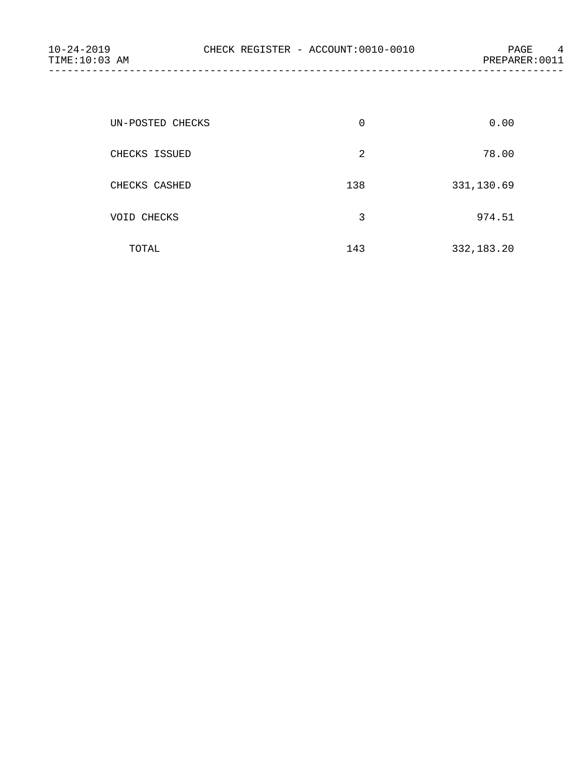10-24-2019 CHECK REGISTER - ACCOUNT:0010-0010
TIME:10:03 AM PREPARER:0011

| | | |
|---|---|---|
| UN-POSTED CHECKS | 0 | 0.00 |
| CHECKS ISSUED | 2 | 78.00 |
| CHECKS CASHED | 138 | 331,130.69 |
| VOID CHECKS | 3 | 974.51 |
| TOTAL | 143 | 332,183.20 |